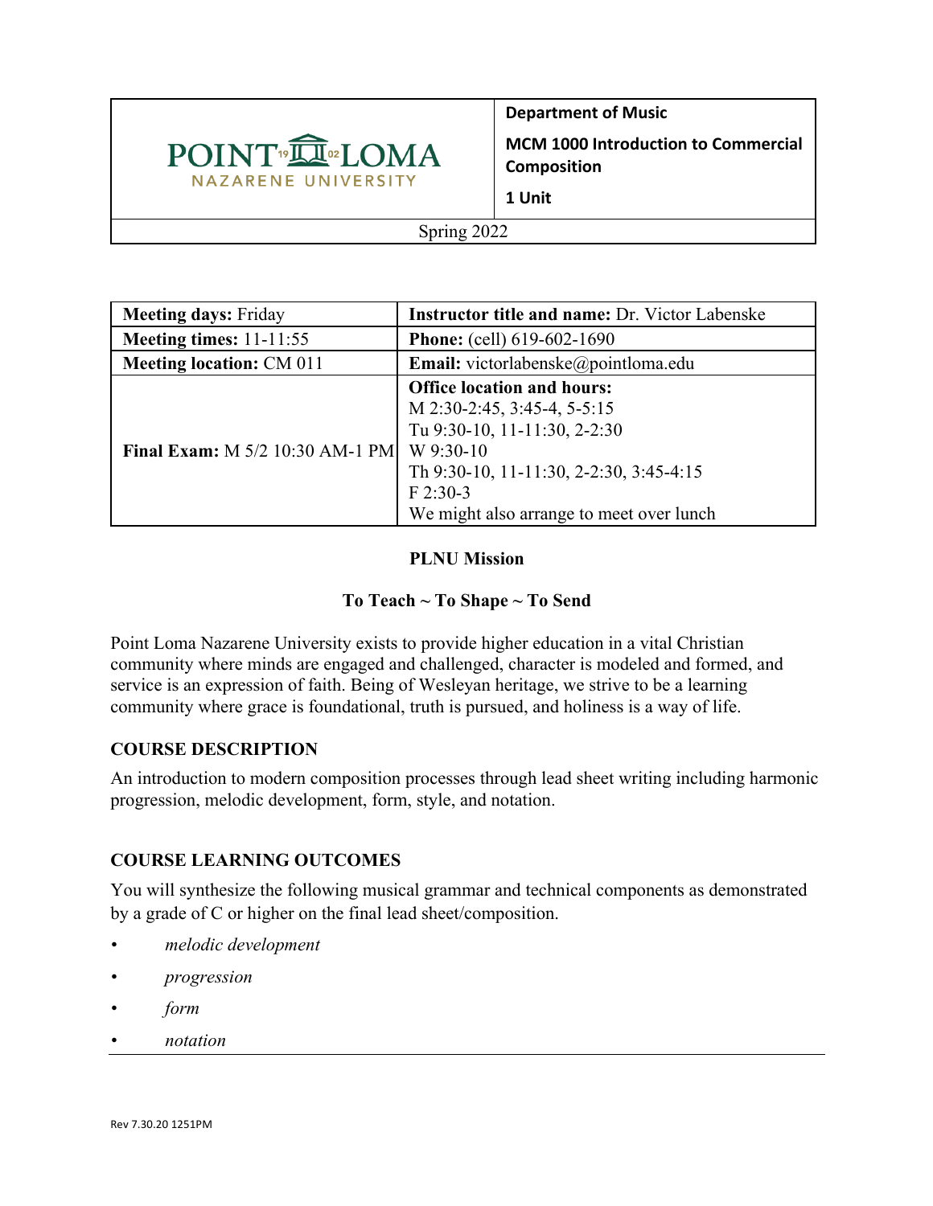| POINT LOMA NAZARENE UNIVERSITY | **Department of Music**<br>**MCM 1000 Introduction to Commercial Composition**<br>**1 Unit** |
|---|---|
| Spring 2022 | |

| **Meeting days:** Friday | **Instructor title and name:** Dr. Victor Labenske |
|---|---|
| **Meeting times:** 11-11:55 | **Phone:** (cell) 619-602-1690 |
| **Meeting location:** CM 011 | **Email:** victorlabenske@pointloma.edu |
| **Final Exam:** M 5/2 10:30 AM-1 PM | **Office location and hours:**<br>M 2:30-2:45, 3:45-4, 5-5:15<br>Tu 9:30-10, 11-11:30, 2-2:30<br>W 9:30-10<br>Th 9:30-10, 11-11:30, 2-2:30, 3:45-4:15<br>F 2:30-3<br>We might also arrange to meet over lunch |

**PLNU Mission**

**To Teach ~ To Shape ~ To Send**

Point Loma Nazarene University exists to provide higher education in a vital Christian community where minds are engaged and challenged, character is modeled and formed, and service is an expression of faith. Being of Wesleyan heritage, we strive to be a learning community where grace is foundational, truth is pursued, and holiness is a way of life.

## COURSE DESCRIPTION

An introduction to modern composition processes through lead sheet writing including harmonic progression, melodic development, form, style, and notation.

## COURSE LEARNING OUTCOMES

You will synthesize the following musical grammar and technical components as demonstrated by a grade of C or higher on the final lead sheet/composition.

- *melodic development*
- *progression*
- *form*
- *notation*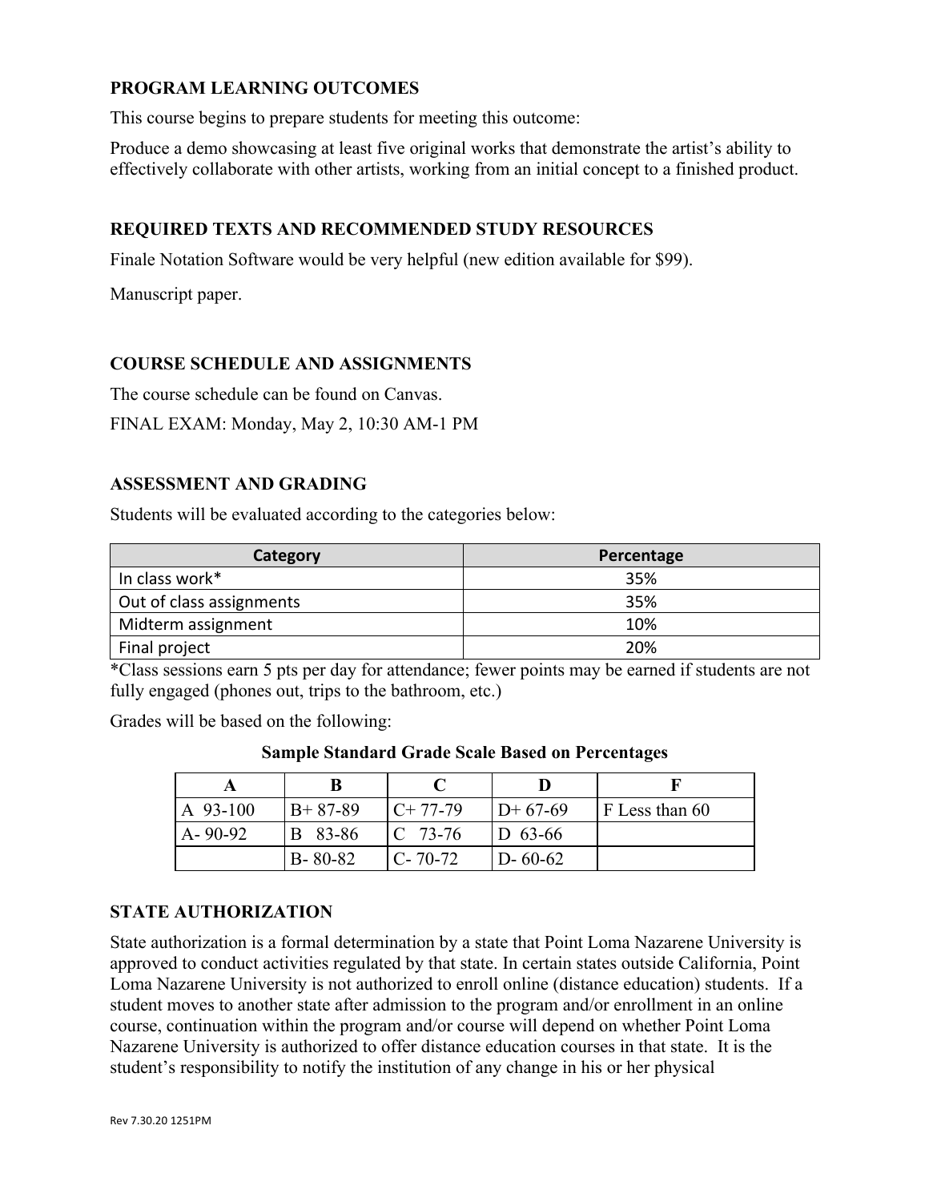## PROGRAM LEARNING OUTCOMES

This course begins to prepare students for meeting this outcome:

Produce a demo showcasing at least five original works that demonstrate the artist's ability to effectively collaborate with other artists, working from an initial concept to a finished product.

## REQUIRED TEXTS AND RECOMMENDED STUDY RESOURCES

Finale Notation Software would be very helpful (new edition available for $99).

Manuscript paper.

## COURSE SCHEDULE AND ASSIGNMENTS

The course schedule can be found on Canvas.

FINAL EXAM: Monday, May 2, 10:30 AM-1 PM

## ASSESSMENT AND GRADING

Students will be evaluated according to the categories below:

| Category | Percentage |
|---|---|
| In class work* | 35% |
| Out of class assignments | 35% |
| Midterm assignment | 10% |
| Final project | 20% |

*Class sessions earn 5 pts per day for attendance; fewer points may be earned if students are not fully engaged (phones out, trips to the bathroom, etc.)

Grades will be based on the following:

**Sample Standard Grade Scale Based on Percentages**

| A | B | C | D | F |
|---|---|---|---|---|
| A 93-100 | B+ 87-89 | C+ 77-79 | D+ 67-69 | F Less than 60 |
| A- 90-92 | B 83-86 | C 73-76 | D 63-66 | |
| | B- 80-82 | C- 70-72 | D- 60-62 | |

## STATE AUTHORIZATION

State authorization is a formal determination by a state that Point Loma Nazarene University is approved to conduct activities regulated by that state. In certain states outside California, Point Loma Nazarene University is not authorized to enroll online (distance education) students. If a student moves to another state after admission to the program and/or enrollment in an online course, continuation within the program and/or course will depend on whether Point Loma Nazarene University is authorized to offer distance education courses in that state. It is the student's responsibility to notify the institution of any change in his or her physical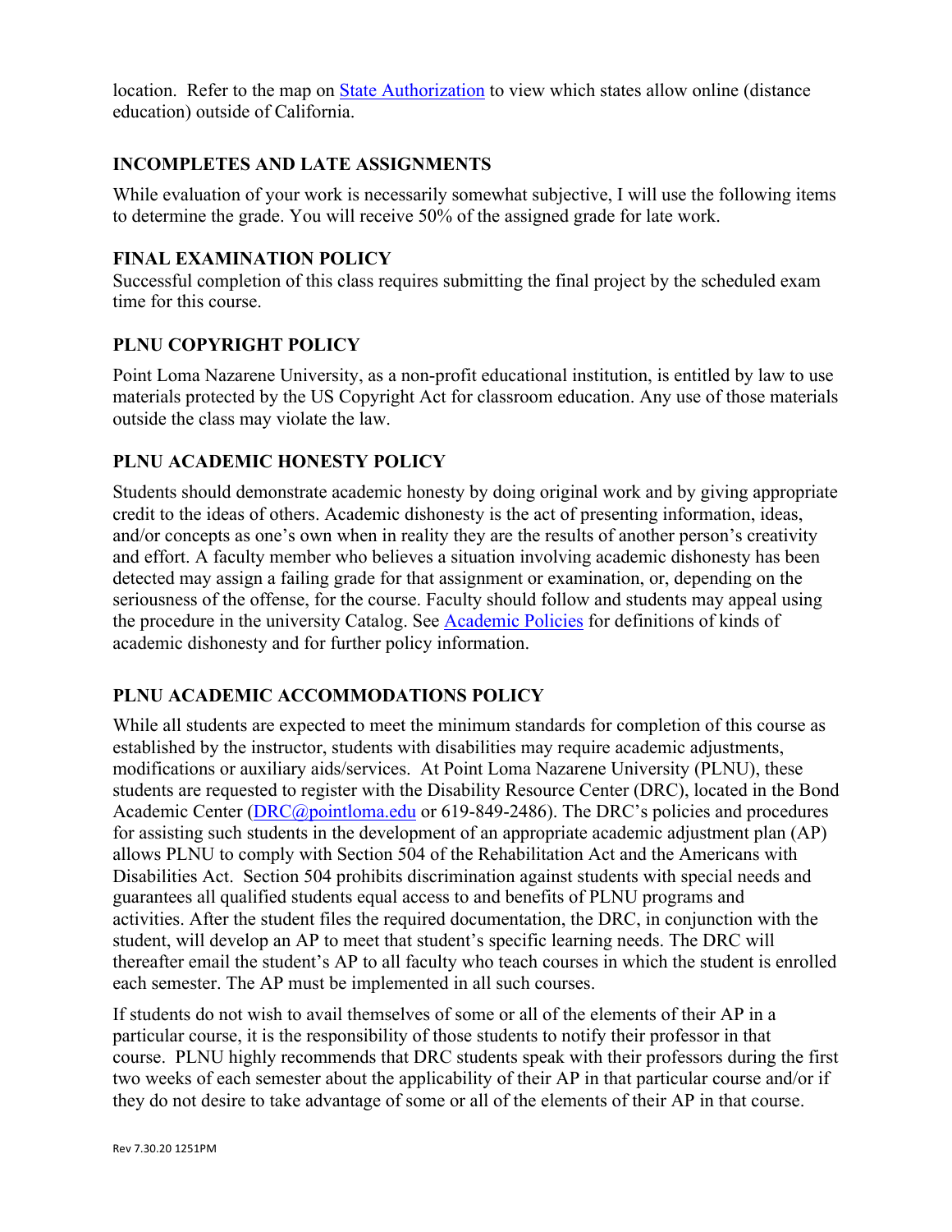location. Refer to the map on [State Authorization](State Authorization) to view which states allow online (distance education) outside of California.

## INCOMPLETES AND LATE ASSIGNMENTS

While evaluation of your work is necessarily somewhat subjective, I will use the following items to determine the grade. You will receive 50% of the assigned grade for late work.

## FINAL EXAMINATION POLICY

Successful completion of this class requires submitting the final project by the scheduled exam time for this course.

## PLNU COPYRIGHT POLICY

Point Loma Nazarene University, as a non-profit educational institution, is entitled by law to use materials protected by the US Copyright Act for classroom education. Any use of those materials outside the class may violate the law.

## PLNU ACADEMIC HONESTY POLICY

Students should demonstrate academic honesty by doing original work and by giving appropriate credit to the ideas of others. Academic dishonesty is the act of presenting information, ideas, and/or concepts as one's own when in reality they are the results of another person's creativity and effort. A faculty member who believes a situation involving academic dishonesty has been detected may assign a failing grade for that assignment or examination, or, depending on the seriousness of the offense, for the course. Faculty should follow and students may appeal using the procedure in the university Catalog. See Academic Policies for definitions of kinds of academic dishonesty and for further policy information.

## PLNU ACADEMIC ACCOMMODATIONS POLICY

While all students are expected to meet the minimum standards for completion of this course as established by the instructor, students with disabilities may require academic adjustments, modifications or auxiliary aids/services. At Point Loma Nazarene University (PLNU), these students are requested to register with the Disability Resource Center (DRC), located in the Bond Academic Center (DRC@pointloma.edu or 619-849-2486). The DRC's policies and procedures for assisting such students in the development of an appropriate academic adjustment plan (AP) allows PLNU to comply with Section 504 of the Rehabilitation Act and the Americans with Disabilities Act. Section 504 prohibits discrimination against students with special needs and guarantees all qualified students equal access to and benefits of PLNU programs and activities. After the student files the required documentation, the DRC, in conjunction with the student, will develop an AP to meet that student's specific learning needs. The DRC will thereafter email the student's AP to all faculty who teach courses in which the student is enrolled each semester. The AP must be implemented in all such courses.

If students do not wish to avail themselves of some or all of the elements of their AP in a particular course, it is the responsibility of those students to notify their professor in that course. PLNU highly recommends that DRC students speak with their professors during the first two weeks of each semester about the applicability of their AP in that particular course and/or if they do not desire to take advantage of some or all of the elements of their AP in that course.

Rev 7.30.20 1251PM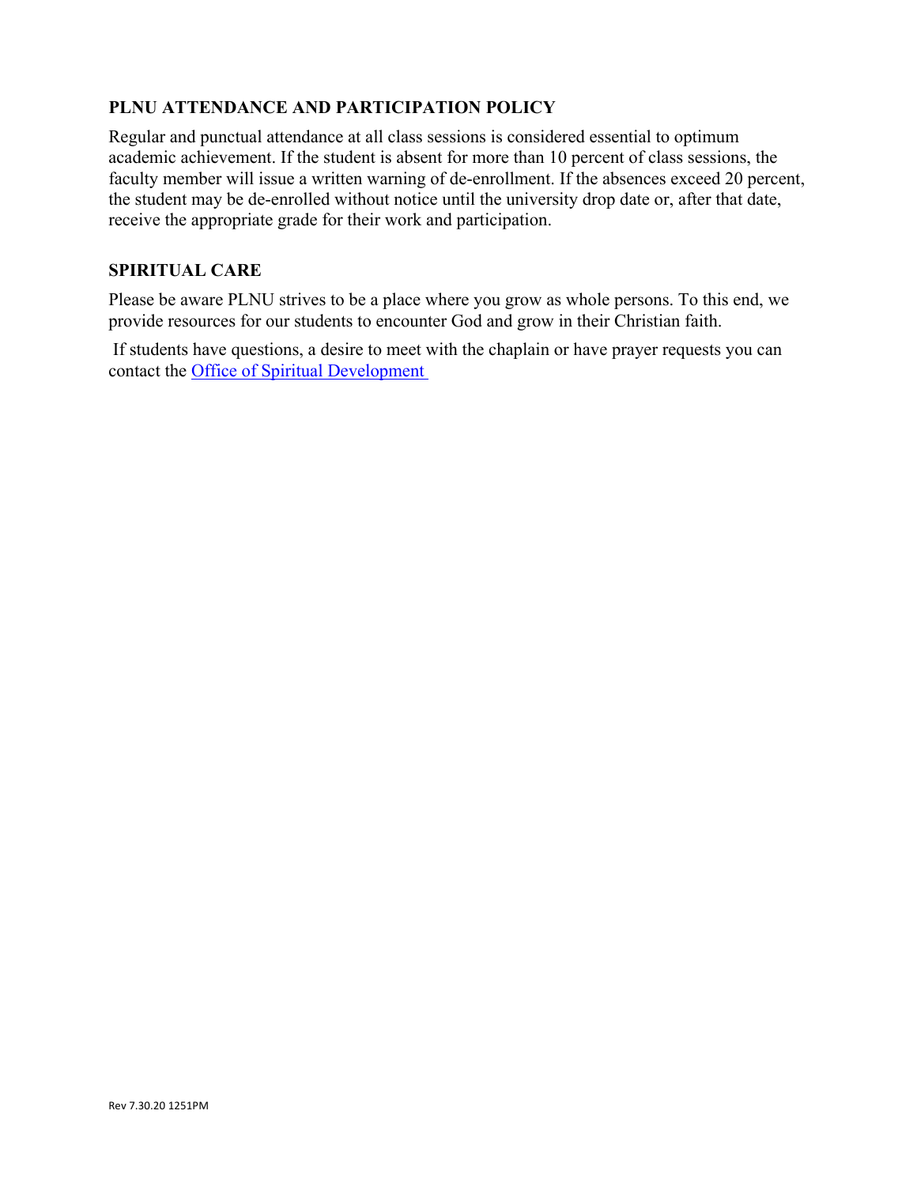## PLNU ATTENDANCE AND PARTICIPATION POLICY

Regular and punctual attendance at all class sessions is considered essential to optimum academic achievement. If the student is absent for more than 10 percent of class sessions, the faculty member will issue a written warning of de-enrollment. If the absences exceed 20 percent, the student may be de-enrolled without notice until the university drop date or, after that date, receive the appropriate grade for their work and participation.

## SPIRITUAL CARE

Please be aware PLNU strives to be a place where you grow as whole persons. To this end, we provide resources for our students to encounter God and grow in their Christian faith.

If students have questions, a desire to meet with the chaplain or have prayer requests you can contact the Office of Spiritual Development

Rev 7.30.20 1251PM